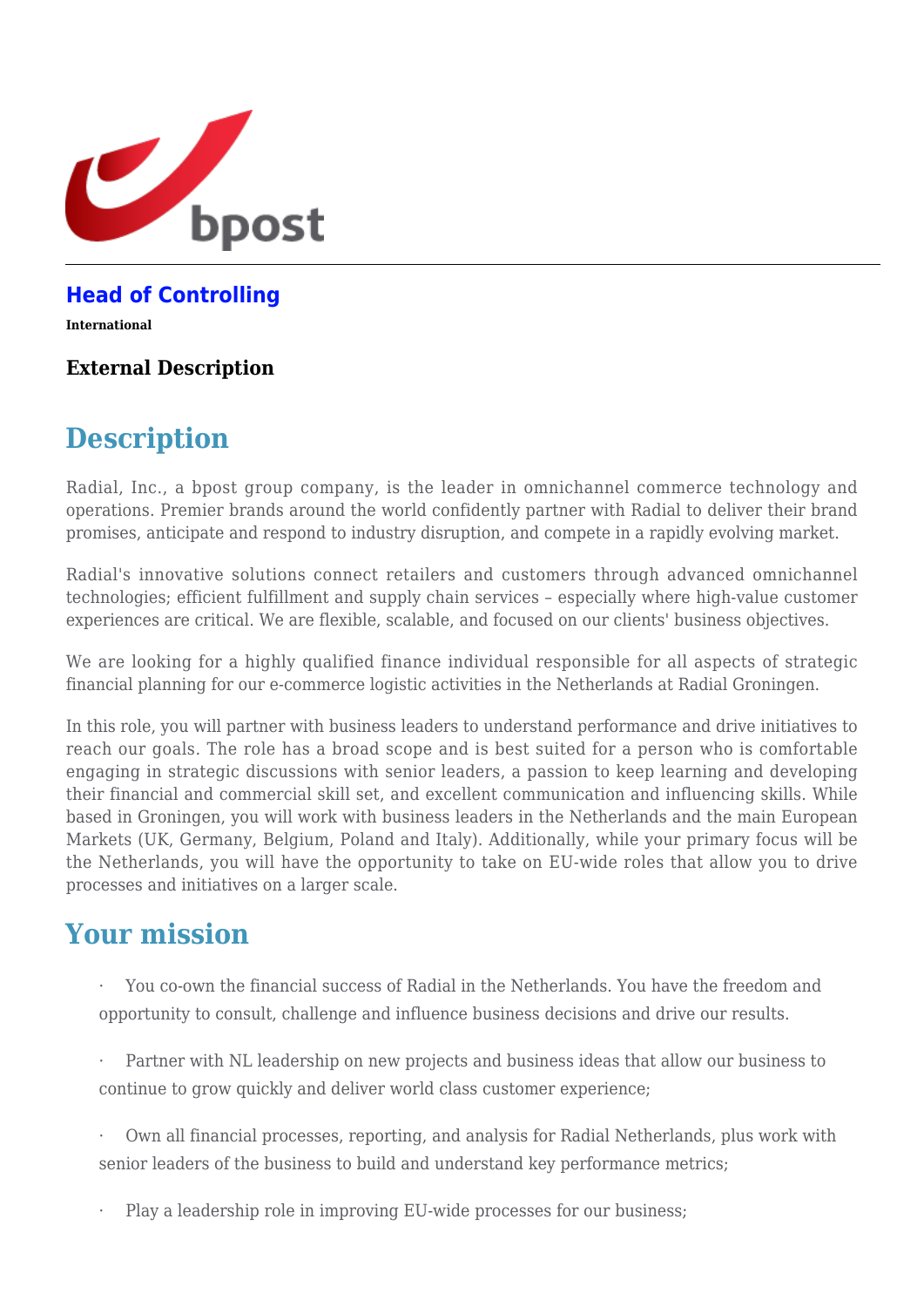# Head of Controlling

**International**

### External Description

## Description

Radial, Inc., a bpost group company, is the leader in omnichannel commerce technology and operations. Premier brands around the world confidently partner with Radial to deliver their brand promises, anticipate and respond to industry disruption, and compete in a rapidly evolving market.

Radial's innovative solutions connect retailers and customers through advanced omnichannel technologies; efficient fulfillment and supply chain services – especially where high-value customer experiences are critical. We are flexible, scalable, and focused on our clients' business objectives.

We are looking for a highly qualified finance individual responsible for all aspects of strategic financial planning for our e-commerce logistic activities in the Netherlands at Radial Groningen.

In this role, you will partner with business leaders to understand performance and drive initiatives to reach our goals. The role has a broad scope and is best suited for a person who is comfortable engaging in strategic discussions with senior leaders, a passion to keep learning and developing their financial and commercial skill set, and excellent communication and influencing skills. While based in Groningen, you will work with business leaders in the Netherlands and the main European Markets (UK, Germany, Belgium, Poland and Italy). Additionally, while your primary focus will be the Netherlands, you will have the opportunity to take on EU-wide roles that allow you to drive processes and initiatives on a larger scale.

## Your mission

- You co-own the financial success of Radial in the Netherlands. You have the freedom and opportunity to consult, challenge and influence business decisions and drive our results.
- Partner with NL leadership on new projects and business ideas that allow our business to continue to grow quickly and deliver world class customer experience;
- Own all financial processes, reporting, and analysis for Radial Netherlands, plus work with senior leaders of the business to build and understand key performance metrics;
- Play a leadership role in improving EU-wide processes for our business;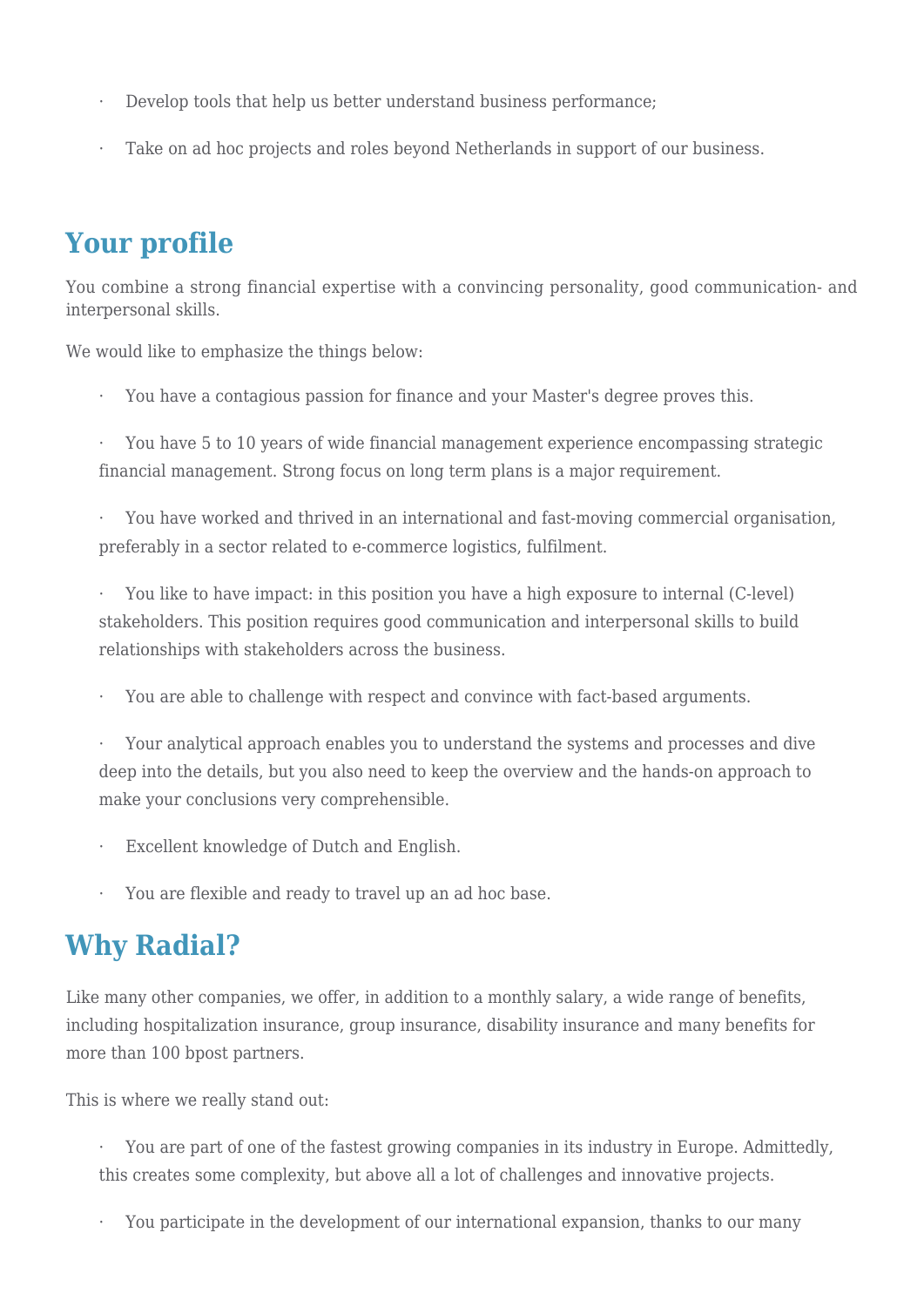- Develop tools that help us better understand business performance;
- Take on ad hoc projects and roles beyond Netherlands in support of our business.

## Your profile

You combine a strong financial expertise with a convincing personality, good communication- and interpersonal skills.

We would like to emphasize the things below:

- You have a contagious passion for finance and your Master's degree proves this.
- You have 5 to 10 years of wide financial management experience encompassing strategic financial management. Strong focus on long term plans is a major requirement.
- You have worked and thrived in an international and fast-moving commercial organisation, preferably in a sector related to e-commerce logistics, fulfilment.
- You like to have impact: in this position you have a high exposure to internal (C-level) stakeholders. This position requires good communication and interpersonal skills to build relationships with stakeholders across the business.
- You are able to challenge with respect and convince with fact-based arguments.
- Your analytical approach enables you to understand the systems and processes and dive deep into the details, but you also need to keep the overview and the hands-on approach to make your conclusions very comprehensible.
- Excellent knowledge of Dutch and English.
- You are flexible and ready to travel up an ad hoc base.

## Why Radial?

Like many other companies, we offer, in addition to a monthly salary, a wide range of benefits, including hospitalization insurance, group insurance, disability insurance and many benefits for more than 100 bpost partners.

This is where we really stand out:

- You are part of one of the fastest growing companies in its industry in Europe. Admittedly, this creates some complexity, but above all a lot of challenges and innovative projects.
- You participate in the development of our international expansion, thanks to our many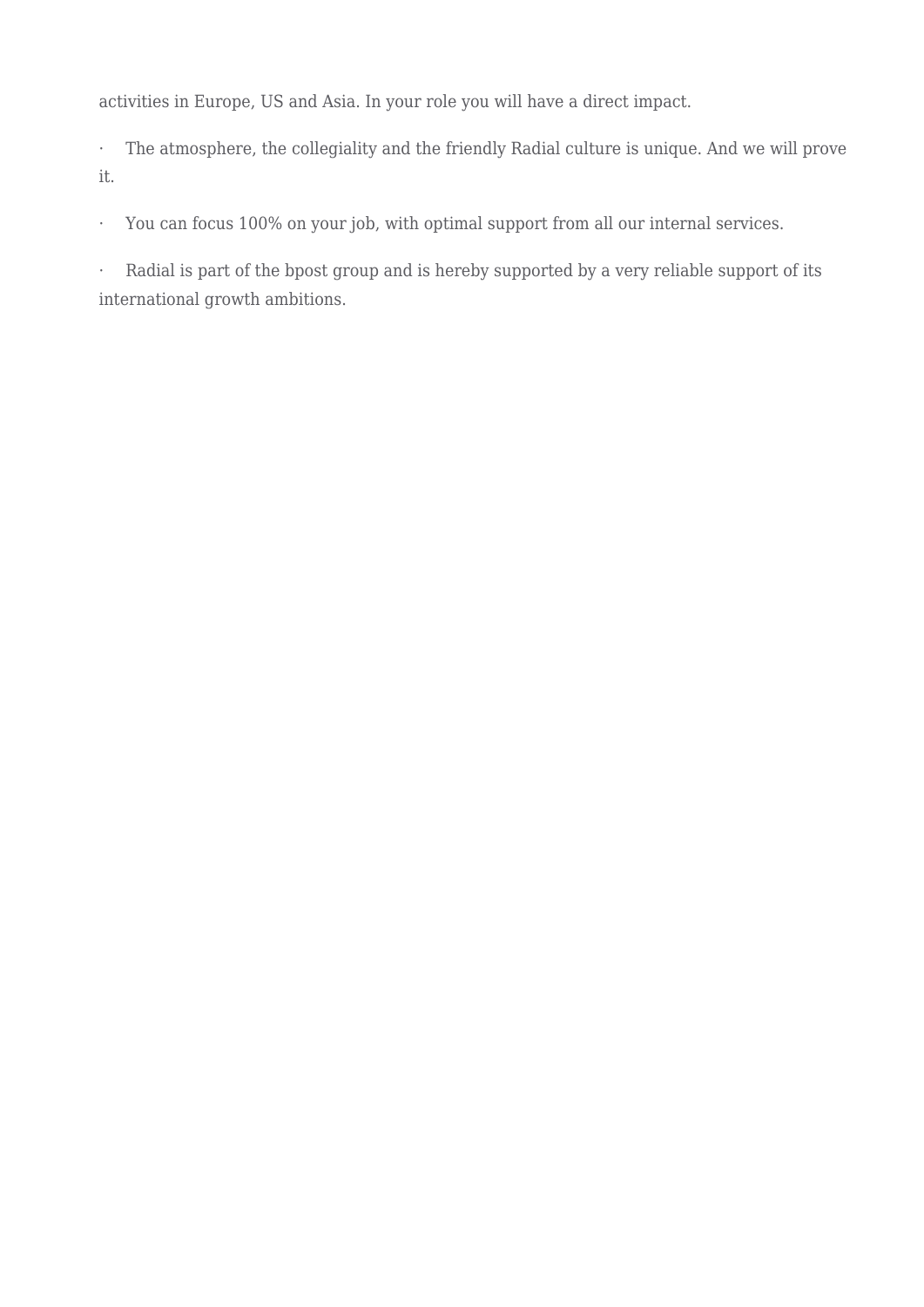activities in Europe, US and Asia. In your role you will have a direct impact.

- The atmosphere, the collegiality and the friendly Radial culture is unique. And we will prove it.
- You can focus 100% on your job, with optimal support from all our internal services.
- Radial is part of the bpost group and is hereby supported by a very reliable support of its international growth ambitions.